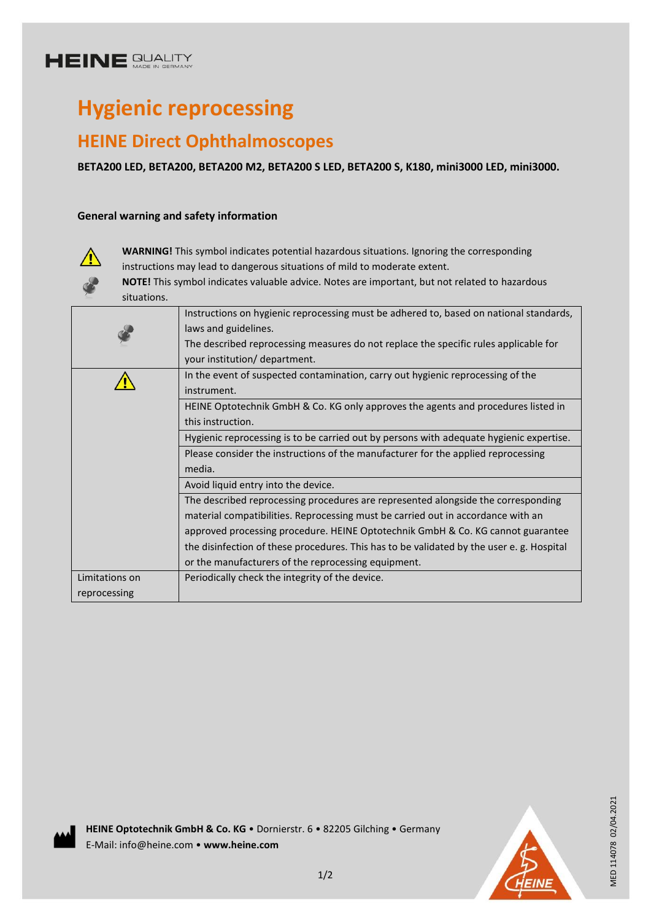HEINE QUALITY MADE IN GERMANY

# Hygienic reprocessing

## HEINE Direct Ophthalmoscopes

**BETA200 LED, BETA200, BETA200 M2, BETA200 S LED, BETA200 S, K180, mini3000 LED, mini3000.**

### General warning and safety information

⚠ **WARNING!** This symbol indicates potential hazardous situations. Ignoring the corresponding instructions may lead to dangerous situations of mild to moderate extent.

**NOTE!** This symbol indicates valuable advice. Notes are important, but not related to hazardous situations.

| | |
|---|---|
| NOTE | Instructions on hygienic reprocessing must be adhered to, based on national standards, laws and guidelines. The described reprocessing measures do not replace the specific rules applicable for your institution/ department. |
| ⚠ | In the event of suspected contamination, carry out hygienic reprocessing of the instrument. |
| | HEINE Optotechnik GmbH & Co. KG only approves the agents and procedures listed in this instruction. |
| | Hygienic reprocessing is to be carried out by persons with adequate hygienic expertise. |
| | Please consider the instructions of the manufacturer for the applied reprocessing media. |
| | Avoid liquid entry into the device. |
| | The described reprocessing procedures are represented alongside the corresponding material compatibilities. Reprocessing must be carried out in accordance with an approved processing procedure. HEINE Optotechnik GmbH & Co. KG cannot guarantee the disinfection of these procedures. This has to be validated by the user e. g. Hospital or the manufacturers of the reprocessing equipment. |
| Limitations on reprocessing | Periodically check the integrity of the device. |

**HEINE Optotechnik GmbH & Co. KG** • Dornierstr. 6 • 82205 Gilching • Germany
E-Mail: info@heine.com • **www.heine.com**

MED 114078 02/04.2021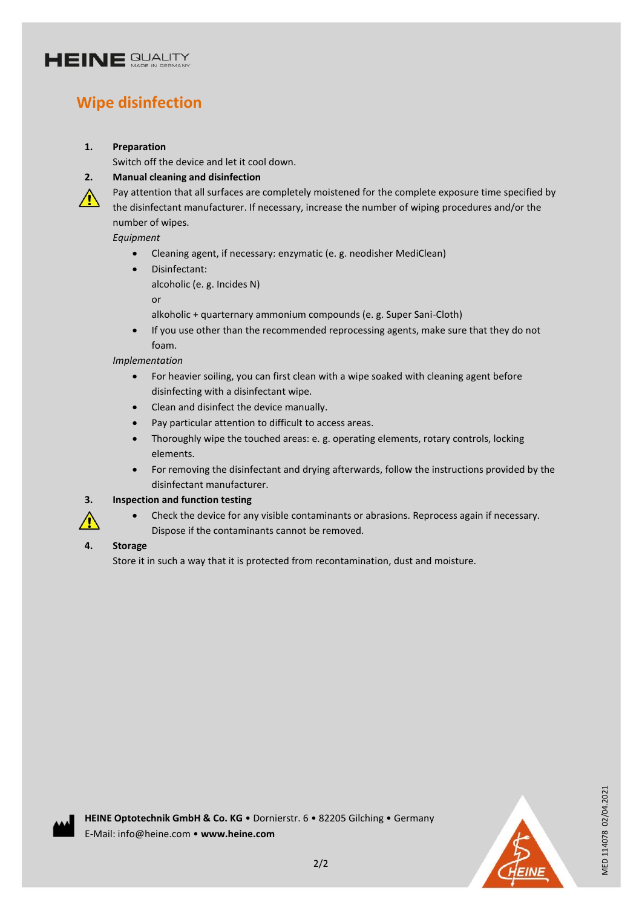# Wipe disinfection

1. **Preparation**

   Switch off the device and let it cool down.

2. **Manual cleaning and disinfection**

   ⚠ Pay attention that all surfaces are completely moistened for the complete exposure time specified by the disinfectant manufacturer. If necessary, increase the number of wiping procedures and/or the number of wipes.

   *Equipment*

   - Cleaning agent, if necessary: enzymatic (e. g. neodisher MediClean)
   - Disinfectant:
     alcoholic (e. g. Incides N)
     or
     alkoholic + quarternary ammonium compounds (e. g. Super Sani-Cloth)
   - If you use other than the recommended reprocessing agents, make sure that they do not foam.

   *Implementation*

   - For heavier soiling, you can first clean with a wipe soaked with cleaning agent before disinfecting with a disinfectant wipe.
   - Clean and disinfect the device manually.
   - Pay particular attention to difficult to access areas.
   - Thoroughly wipe the touched areas: e. g. operating elements, rotary controls, locking elements.
   - For removing the disinfectant and drying afterwards, follow the instructions provided by the disinfectant manufacturer.

3. **Inspection and function testing**

   ⚠
   - Check the device for any visible contaminants or abrasions. Reprocess again if necessary. Dispose if the contaminants cannot be removed.

4. **Storage**

   Store it in such a way that it is protected from recontamination, dust and moisture.

**HEINE Optotechnik GmbH & Co. KG** • Dornierstr. 6 • 82205 Gilching • Germany
E-Mail: info@heine.com • **www.heine.com**

MED 114078 02/04.2021